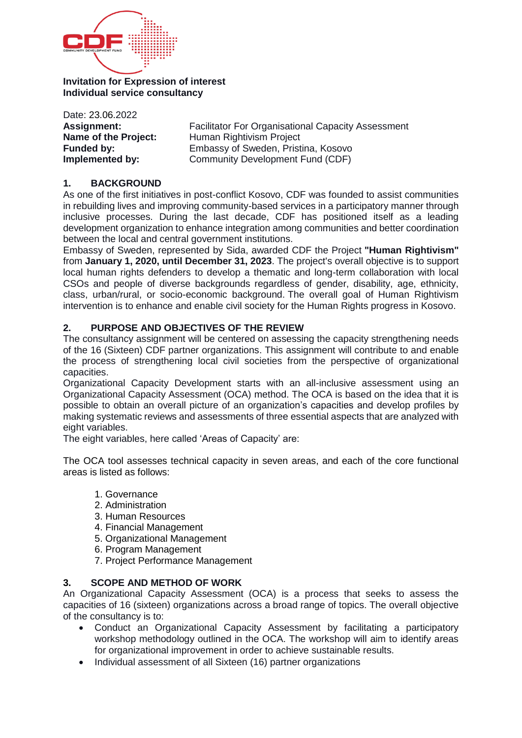**Invitation for Expression of interest**
**Individual service consultancy**

Date: 23.06.2022

| | |
|---|---|
| **Assignment:** | Facilitator For Organisational Capacity Assessment |
| **Name of the Project:** | Human Rightivism Project |
| **Funded by:** | Embassy of Sweden, Pristina, Kosovo |
| **Implemented by:** | Community Development Fund (CDF) |

## 1. BACKGROUND

As one of the first initiatives in post-conflict Kosovo, CDF was founded to assist communities in rebuilding lives and improving community-based services in a participatory manner through inclusive processes. During the last decade, CDF has positioned itself as a leading development organization to enhance integration among communities and better coordination between the local and central government institutions.

Embassy of Sweden, represented by Sida, awarded CDF the Project **"Human Rightivism"** from **January 1, 2020, until December 31, 2023**. The project's overall objective is to support local human rights defenders to develop a thematic and long-term collaboration with local CSOs and people of diverse backgrounds regardless of gender, disability, age, ethnicity, class, urban/rural, or socio-economic background. The overall goal of Human Rightivism intervention is to enhance and enable civil society for the Human Rights progress in Kosovo.

## 2. PURPOSE AND OBJECTIVES OF THE REVIEW

The consultancy assignment will be centered on assessing the capacity strengthening needs of the 16 (Sixteen) CDF partner organizations. This assignment will contribute to and enable the process of strengthening local civil societies from the perspective of organizational capacities.

Organizational Capacity Development starts with an all-inclusive assessment using an Organizational Capacity Assessment (OCA) method. The OCA is based on the idea that it is possible to obtain an overall picture of an organization's capacities and develop profiles by making systematic reviews and assessments of three essential aspects that are analyzed with eight variables.

The eight variables, here called 'Areas of Capacity' are:

The OCA tool assesses technical capacity in seven areas, and each of the core functional areas is listed as follows:

1. Governance
2. Administration
3. Human Resources
4. Financial Management
5. Organizational Management
6. Program Management
7. Project Performance Management

## 3. SCOPE AND METHOD OF WORK

An Organizational Capacity Assessment (OCA) is a process that seeks to assess the capacities of 16 (sixteen) organizations across a broad range of topics. The overall objective of the consultancy is to:

- Conduct an Organizational Capacity Assessment by facilitating a participatory workshop methodology outlined in the OCA. The workshop will aim to identify areas for organizational improvement in order to achieve sustainable results.
- Individual assessment of all Sixteen (16) partner organizations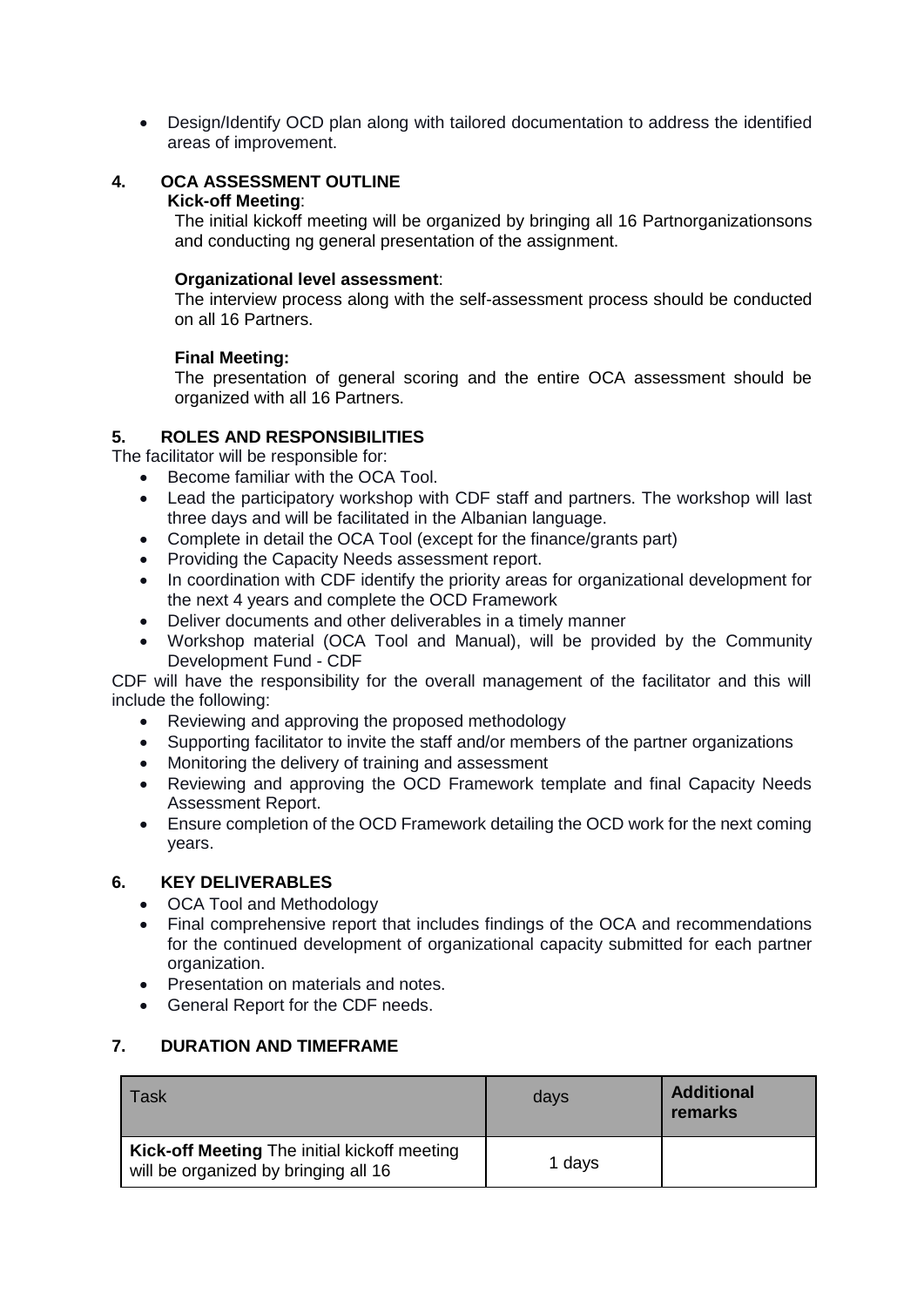- Design/Identify OCD plan along with tailored documentation to address the identified areas of improvement.

## 4. OCA ASSESSMENT OUTLINE

**Kick-off Meeting**:

The initial kickoff meeting will be organized by bringing all 16 Partnorganizationsons and conducting ng general presentation of the assignment.

**Organizational level assessment**:

The interview process along with the self-assessment process should be conducted on all 16 Partners.

**Final Meeting:**

The presentation of general scoring and the entire OCA assessment should be organized with all 16 Partners.

## 5. ROLES AND RESPONSIBILITIES

The facilitator will be responsible for:

- Become familiar with the OCA Tool.
- Lead the participatory workshop with CDF staff and partners. The workshop will last three days and will be facilitated in the Albanian language.
- Complete in detail the OCA Tool (except for the finance/grants part)
- Providing the Capacity Needs assessment report.
- In coordination with CDF identify the priority areas for organizational development for the next 4 years and complete the OCD Framework
- Deliver documents and other deliverables in a timely manner
- Workshop material (OCA Tool and Manual), will be provided by the Community Development Fund - CDF

CDF will have the responsibility for the overall management of the facilitator and this will include the following:

- Reviewing and approving the proposed methodology
- Supporting facilitator to invite the staff and/or members of the partner organizations
- Monitoring the delivery of training and assessment
- Reviewing and approving the OCD Framework template and final Capacity Needs Assessment Report.
- Ensure completion of the OCD Framework detailing the OCD work for the next coming years.

## 6. KEY DELIVERABLES

- OCA Tool and Methodology
- Final comprehensive report that includes findings of the OCA and recommendations for the continued development of organizational capacity submitted for each partner organization.
- Presentation on materials and notes.
- General Report for the CDF needs.

## 7. DURATION AND TIMEFRAME

| Task | days | **Additional remarks** |
|---|---|---|
| **Kick-off Meeting** The initial kickoff meeting will be organized by bringing all 16 | 1 days | |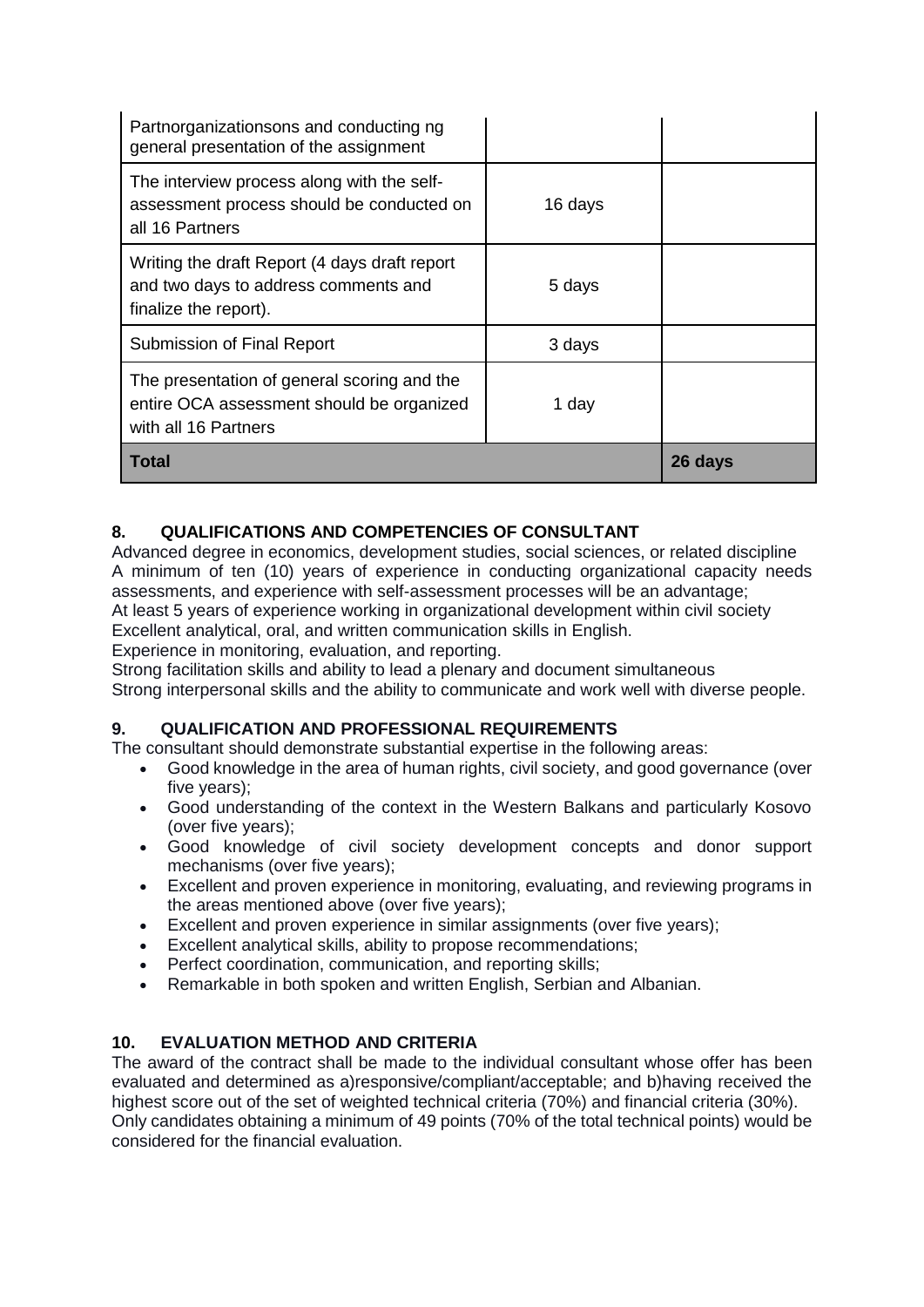| | | |
|---|---|---|
| Partnorganizationsons and conducting ng general presentation of the assignment | | |
| The interview process along with the self-assessment process should be conducted on all 16 Partners | 16 days | |
| Writing the draft Report (4 days draft report and two days to address comments and finalize the report). | 5 days | |
| Submission of Final Report | 3 days | |
| The presentation of general scoring and the entire OCA assessment should be organized with all 16 Partners | 1 day | |
| **Total** | | **26 days** |

## 8. QUALIFICATIONS AND COMPETENCIES OF CONSULTANT

Advanced degree in economics, development studies, social sciences, or related discipline
A minimum of ten (10) years of experience in conducting organizational capacity needs assessments, and experience with self-assessment processes will be an advantage;
At least 5 years of experience working in organizational development within civil society
Excellent analytical, oral, and written communication skills in English.
Experience in monitoring, evaluation, and reporting.
Strong facilitation skills and ability to lead a plenary and document simultaneous
Strong interpersonal skills and the ability to communicate and work well with diverse people.

## 9. QUALIFICATION AND PROFESSIONAL REQUIREMENTS

The consultant should demonstrate substantial expertise in the following areas:

- Good knowledge in the area of human rights, civil society, and good governance (over five years);
- Good understanding of the context in the Western Balkans and particularly Kosovo (over five years);
- Good knowledge of civil society development concepts and donor support mechanisms (over five years);
- Excellent and proven experience in monitoring, evaluating, and reviewing programs in the areas mentioned above (over five years);
- Excellent and proven experience in similar assignments (over five years);
- Excellent analytical skills, ability to propose recommendations;
- Perfect coordination, communication, and reporting skills;
- Remarkable in both spoken and written English, Serbian and Albanian.

## 10. EVALUATION METHOD AND CRITERIA

The award of the contract shall be made to the individual consultant whose offer has been evaluated and determined as a)responsive/compliant/acceptable; and b)having received the highest score out of the set of weighted technical criteria (70%) and financial criteria (30%). Only candidates obtaining a minimum of 49 points (70% of the total technical points) would be considered for the financial evaluation.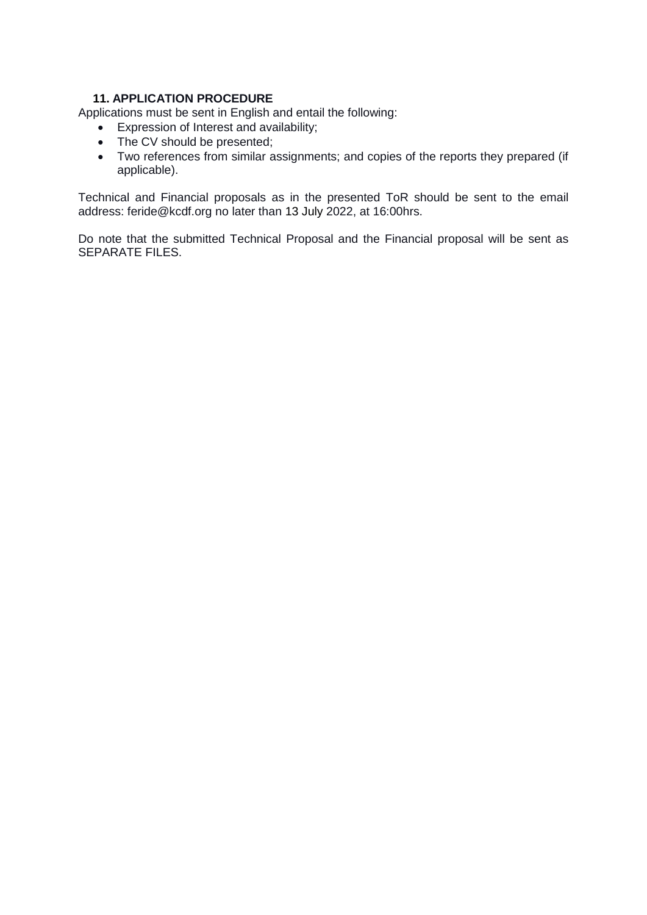### 11. APPLICATION PROCEDURE

Applications must be sent in English and entail the following:

- Expression of Interest and availability;
- The CV should be presented;
- Two references from similar assignments; and copies of the reports they prepared (if applicable).

Technical and Financial proposals as in the presented ToR should be sent to the email address: feride@kcdf.org no later than 13 July 2022, at 16:00hrs.

Do note that the submitted Technical Proposal and the Financial proposal will be sent as SEPARATE FILES.